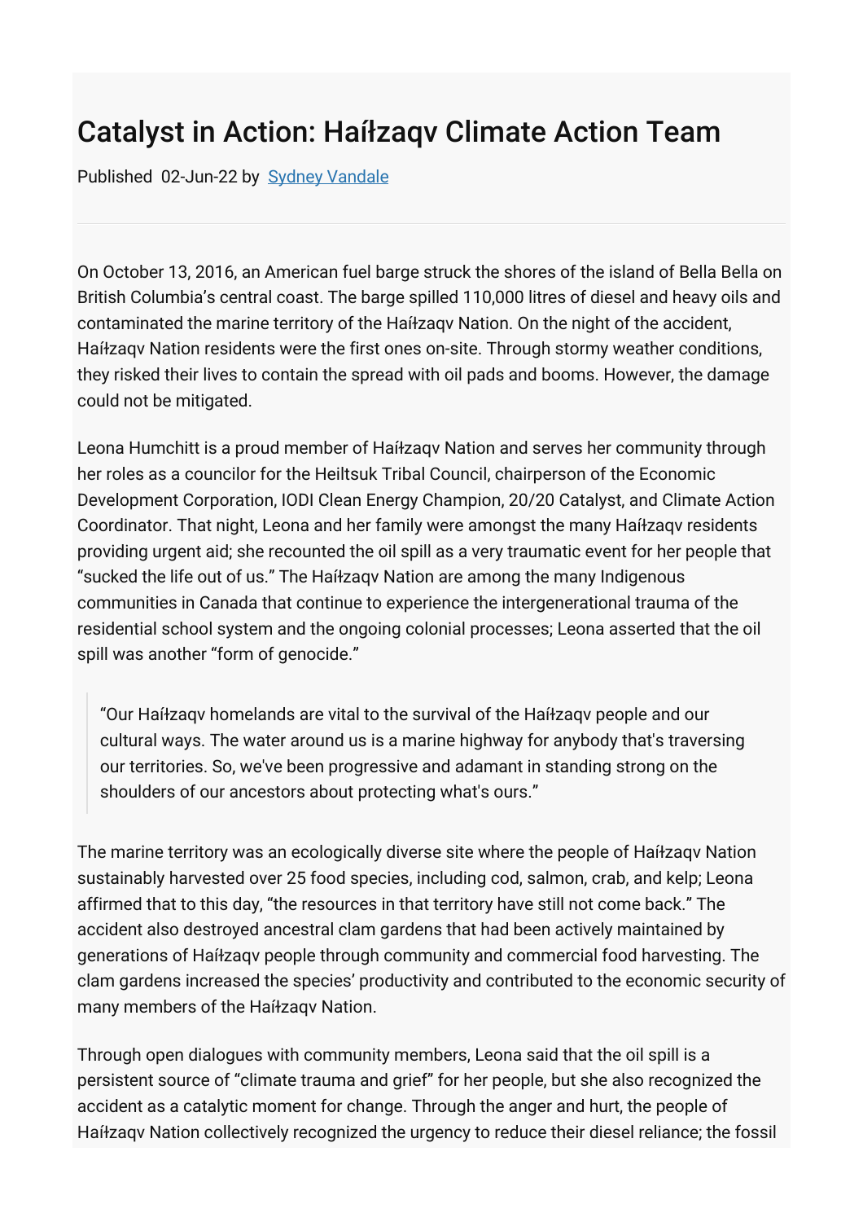# Catalyst in Action: Haíłzaqv Climate Action Team

Published 02-Jun-22 by [Sydney Vandale]

On October 13, 2016, an American fuel barge struck the shores of the island of Bella Bella on British Columbia's central coast. The barge spilled 110,000 litres of diesel and heavy oils and contaminated the marine territory of the Haíłzaqv Nation. On the night of the accident, Haíłzaqv Nation residents were the first ones on-site. Through stormy weather conditions, they risked their lives to contain the spread with oil pads and booms. However, the damage could not be mitigated.

Leona Humchitt is a proud member of Haíłzaqv Nation and serves her community through her roles as a councilor for the Heiltsuk Tribal Council, chairperson of the Economic Development Corporation, IODI Clean Energy Champion, 20/20 Catalyst, and Climate Action Coordinator. That night, Leona and her family were amongst the many Haíłzaqv residents providing urgent aid; she recounted the oil spill as a very traumatic event for her people that "sucked the life out of us." The Haíłzaqv Nation are among the many Indigenous communities in Canada that continue to experience the intergenerational trauma of the residential school system and the ongoing colonial processes; Leona asserted that the oil spill was another "form of genocide."

> "Our Haíłzaqv homelands are vital to the survival of the Haíłzaqv people and our cultural ways. The water around us is a marine highway for anybody that's traversing our territories. So, we've been progressive and adamant in standing strong on the shoulders of our ancestors about protecting what's ours."

The marine territory was an ecologically diverse site where the people of Haíłzaqv Nation sustainably harvested over 25 food species, including cod, salmon, crab, and kelp; Leona affirmed that to this day, "the resources in that territory have still not come back." The accident also destroyed ancestral clam gardens that had been actively maintained by generations of Haíłzaqv people through community and commercial food harvesting. The clam gardens increased the species' productivity and contributed to the economic security of many members of the Haíłzaqv Nation.

Through open dialogues with community members, Leona said that the oil spill is a persistent source of "climate trauma and grief" for her people, but she also recognized the accident as a catalytic moment for change. Through the anger and hurt, the people of Haíłzaqv Nation collectively recognized the urgency to reduce their diesel reliance; the fossil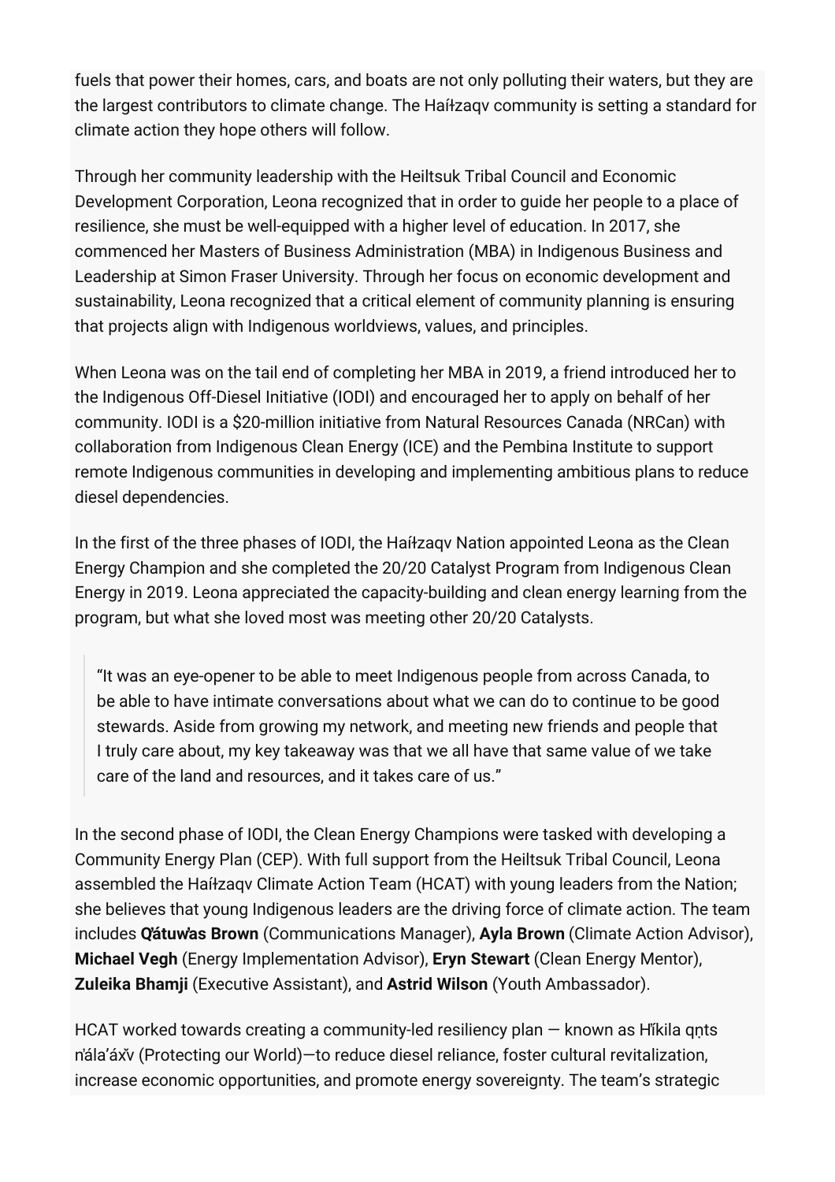fuels that power their homes, cars, and boats are not only polluting their waters, but they are the largest contributors to climate change. The Haíłzaqv community is setting a standard for climate action they hope others will follow.

Through her community leadership with the Heiltsuk Tribal Council and Economic Development Corporation, Leona recognized that in order to guide her people to a place of resilience, she must be well-equipped with a higher level of education. In 2017, she commenced her Masters of Business Administration (MBA) in Indigenous Business and Leadership at Simon Fraser University. Through her focus on economic development and sustainability, Leona recognized that a critical element of community planning is ensuring that projects align with Indigenous worldviews, values, and principles.

When Leona was on the tail end of completing her MBA in 2019, a friend introduced her to the Indigenous Off-Diesel Initiative (IODI) and encouraged her to apply on behalf of her community. IODI is a $20-million initiative from Natural Resources Canada (NRCan) with collaboration from Indigenous Clean Energy (ICE) and the Pembina Institute to support remote Indigenous communities in developing and implementing ambitious plans to reduce diesel dependencies.

In the first of the three phases of IODI, the Haíłzaqv Nation appointed Leona as the Clean Energy Champion and she completed the 20/20 Catalyst Program from Indigenous Clean Energy in 2019. Leona appreciated the capacity-building and clean energy learning from the program, but what she loved most was meeting other 20/20 Catalysts.

> "It was an eye-opener to be able to meet Indigenous people from across Canada, to be able to have intimate conversations about what we can do to continue to be good stewards. Aside from growing my network, and meeting new friends and people that I truly care about, my key takeaway was that we all have that same value of we take care of the land and resources, and it takes care of us."

In the second phase of IODI, the Clean Energy Champions were tasked with developing a Community Energy Plan (CEP). With full support from the Heiltsuk Tribal Council, Leona assembled the Haíłzaqv Climate Action Team (HCAT) with young leaders from the Nation; she believes that young Indigenous leaders are the driving force of climate action. The team includes **Q̓átuw̓as Brown** (Communications Manager), **Ayla Brown** (Climate Action Advisor), **Michael Vegh** (Energy Implementation Advisor), **Eryn Stewart** (Clean Energy Mentor), **Zuleika Bhamji** (Executive Assistant), and **Astrid Wilson** (Youth Ambassador).

HCAT worked towards creating a community-led resiliency plan — known as Hı̓́kila qṇts n̓ála'áx̌v (Protecting our World)—to reduce diesel reliance, foster cultural revitalization, increase economic opportunities, and promote energy sovereignty. The team's strategic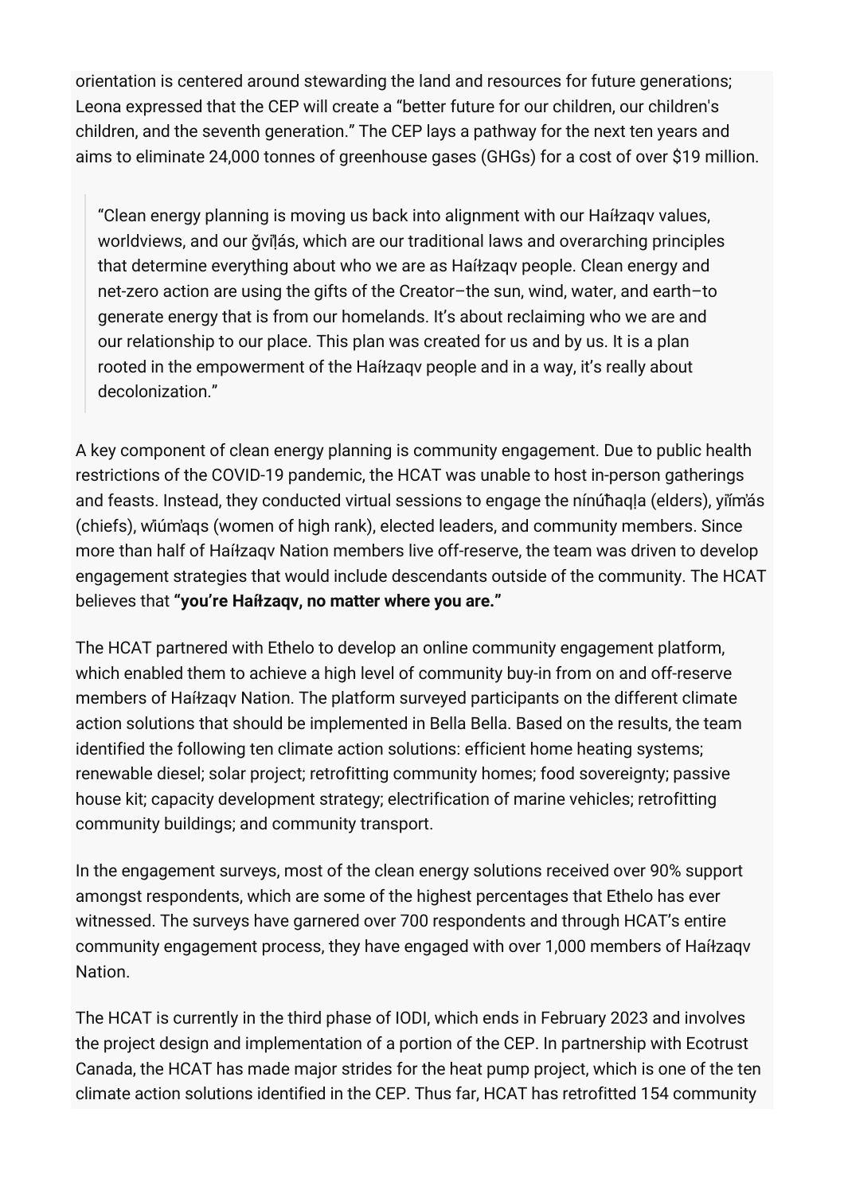orientation is centered around stewarding the land and resources for future generations; Leona expressed that the CEP will create a "better future for our children, our children's children, and the seventh generation." The CEP lays a pathway for the next ten years and aims to eliminate 24,000 tonnes of greenhouse gases (GHGs) for a cost of over $19 million.

> "Clean energy planning is moving us back into alignment with our Haíɫzaqv values, worldviews, and our ǧvi̓ḷás, which are our traditional laws and overarching principles that determine everything about who we are as Haíɫzaqv people. Clean energy and net-zero action are using the gifts of the Creator–the sun, wind, water, and earth–to generate energy that is from our homelands. It's about reclaiming who we are and our relationship to our place. This plan was created for us and by us. It is a plan rooted in the empowerment of the Haíɫzaqv people and in a way, it's really about decolonization."

A key component of clean energy planning is community engagement. Due to public health restrictions of the COVID-19 pandemic, the HCAT was unable to host in-person gatherings and feasts. Instead, they conducted virtual sessions to engage the nínúḧaqḷa (elders), yi̓ím̓ás (chiefs), w̓íúm̓aqs (women of high rank), elected leaders, and community members. Since more than half of Haíɫzaqv Nation members live off-reserve, the team was driven to develop engagement strategies that would include descendants outside of the community. The HCAT believes that **"you're Haíɫzaqv, no matter where you are."**

The HCAT partnered with Ethelo to develop an online community engagement platform, which enabled them to achieve a high level of community buy-in from on and off-reserve members of Haíɫzaqv Nation. The platform surveyed participants on the different climate action solutions that should be implemented in Bella Bella. Based on the results, the team identified the following ten climate action solutions: efficient home heating systems; renewable diesel; solar project; retrofitting community homes; food sovereignty; passive house kit; capacity development strategy; electrification of marine vehicles; retrofitting community buildings; and community transport.

In the engagement surveys, most of the clean energy solutions received over 90% support amongst respondents, which are some of the highest percentages that Ethelo has ever witnessed. The surveys have garnered over 700 respondents and through HCAT's entire community engagement process, they have engaged with over 1,000 members of Haíɫzaqv Nation.

The HCAT is currently in the third phase of IODI, which ends in February 2023 and involves the project design and implementation of a portion of the CEP. In partnership with Ecotrust Canada, the HCAT has made major strides for the heat pump project, which is one of the ten climate action solutions identified in the CEP. Thus far, HCAT has retrofitted 154 community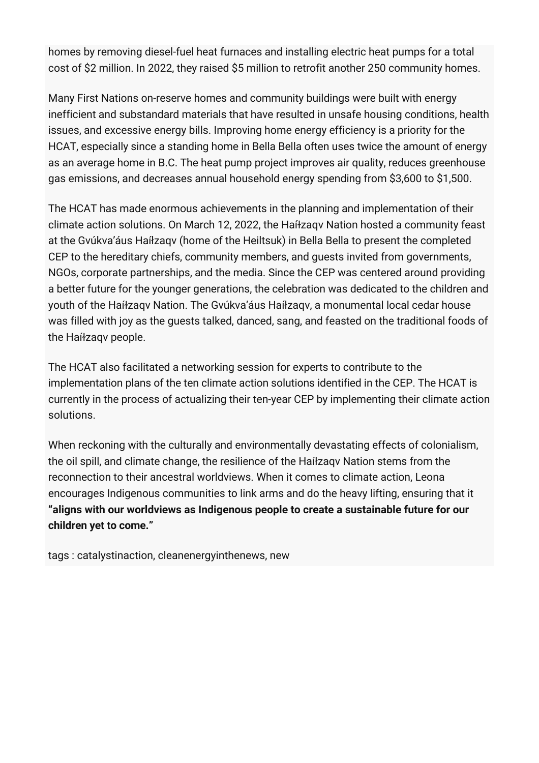homes by removing diesel-fuel heat furnaces and installing electric heat pumps for a total cost of $2 million. In 2022, they raised $5 million to retrofit another 250 community homes.

Many First Nations on-reserve homes and community buildings were built with energy inefficient and substandard materials that have resulted in unsafe housing conditions, health issues, and excessive energy bills. Improving home energy efficiency is a priority for the HCAT, especially since a standing home in Bella Bella often uses twice the amount of energy as an average home in B.C. The heat pump project improves air quality, reduces greenhouse gas emissions, and decreases annual household energy spending from $3,600 to $1,500.

The HCAT has made enormous achievements in the planning and implementation of their climate action solutions. On March 12, 2022, the Haíɫzaqv Nation hosted a community feast at the Gvúkva'áus Haíɫzaqv (home of the Heiltsuk) in Bella Bella to present the completed CEP to the hereditary chiefs, community members, and guests invited from governments, NGOs, corporate partnerships, and the media. Since the CEP was centered around providing a better future for the younger generations, the celebration was dedicated to the children and youth of the Haíɫzaqv Nation. The Gvúkva'áus Haíɫzaqv, a monumental local cedar house was filled with joy as the guests talked, danced, sang, and feasted on the traditional foods of the Haíɫzaqv people.

The HCAT also facilitated a networking session for experts to contribute to the implementation plans of the ten climate action solutions identified in the CEP. The HCAT is currently in the process of actualizing their ten-year CEP by implementing their climate action solutions.

When reckoning with the culturally and environmentally devastating effects of colonialism, the oil spill, and climate change, the resilience of the Haíɫzaqv Nation stems from the reconnection to their ancestral worldviews. When it comes to climate action, Leona encourages Indigenous communities to link arms and do the heavy lifting, ensuring that it **"aligns with our worldviews as Indigenous people to create a sustainable future for our children yet to come."**

tags : catalystinaction, cleanenergyinthenews, new